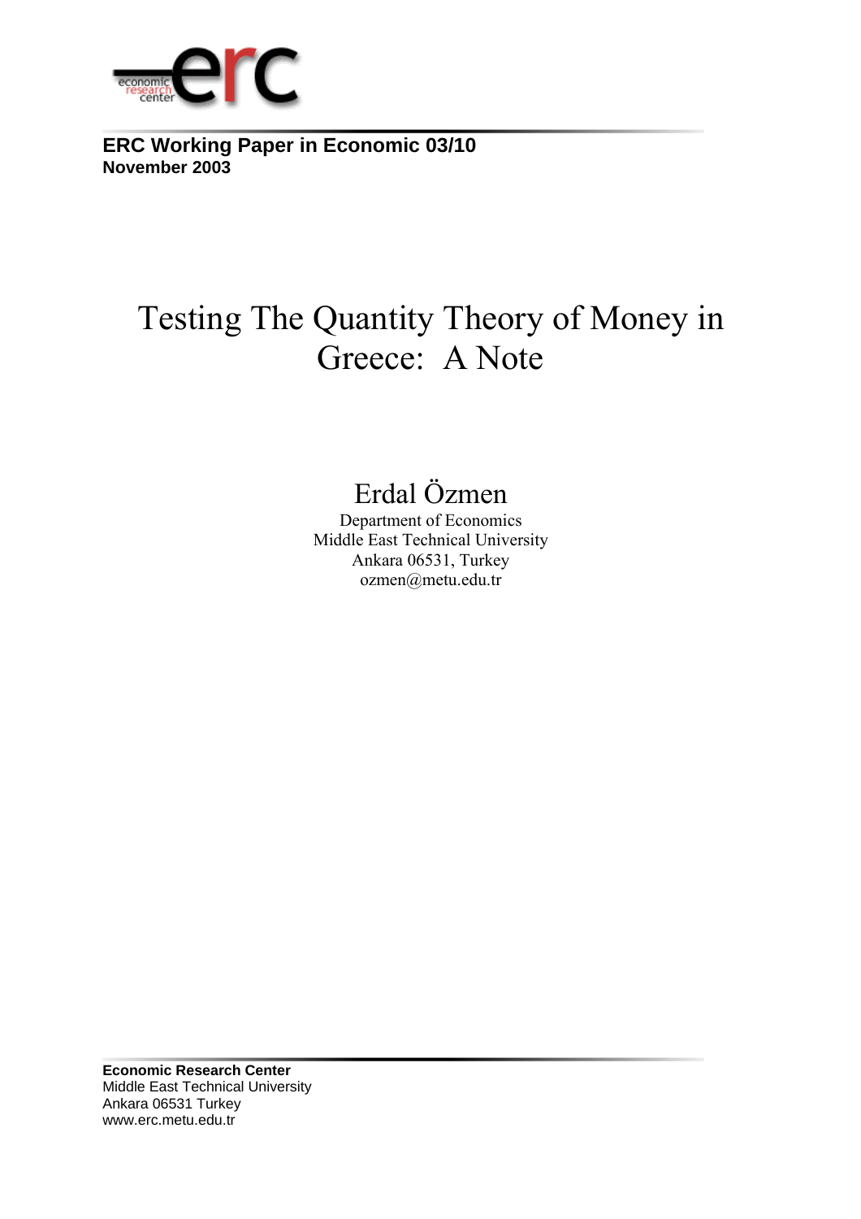**ERC Working Paper in Economic 03/10**
**November 2003**

# Testing The Quantity Theory of Money in Greece: A Note

Erdal Özmen

Department of Economics
Middle East Technical University
Ankara 06531, Turkey
ozmen@metu.edu.tr

**Economic Research Center**
Middle East Technical University
Ankara 06531 Turkey
www.erc.metu.edu.tr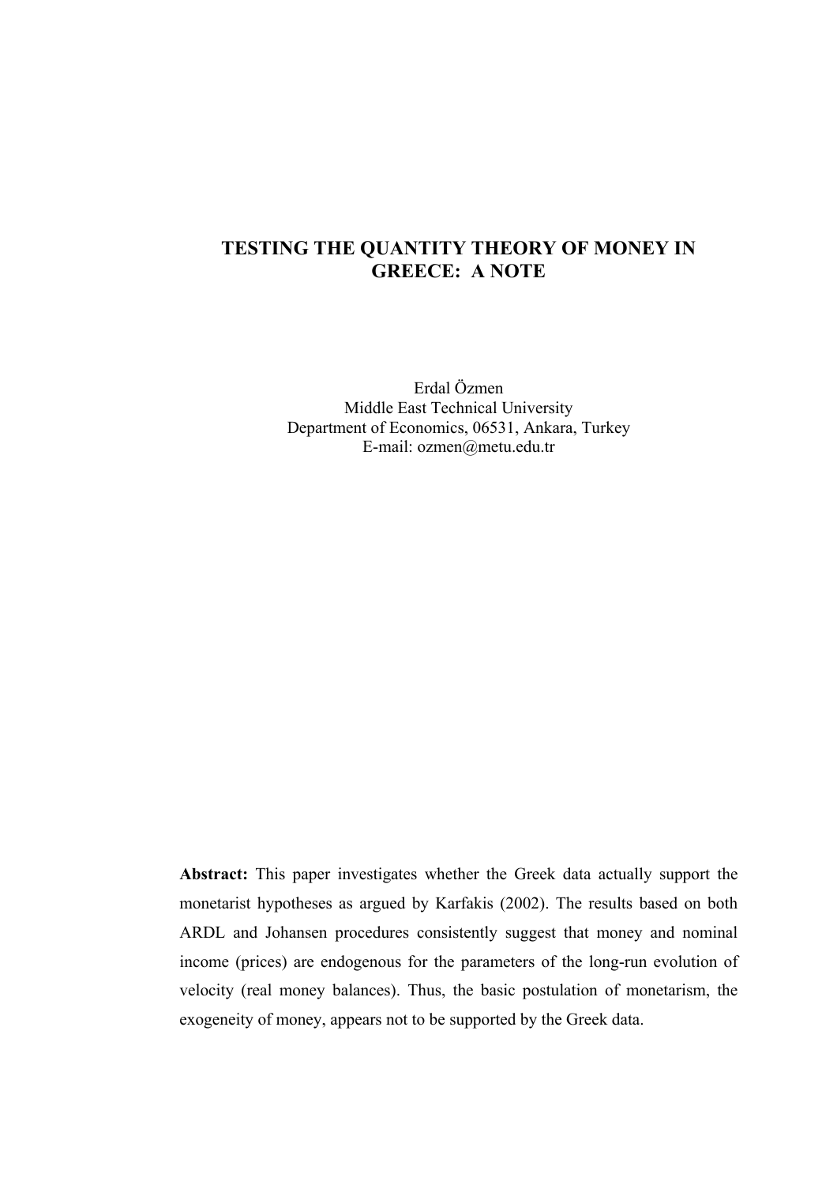# TESTING THE QUANTITY THEORY OF MONEY IN GREECE: A NOTE

Erdal Özmen
Middle East Technical University
Department of Economics, 06531, Ankara, Turkey
E-mail: ozmen@metu.edu.tr

**Abstract:** This paper investigates whether the Greek data actually support the monetarist hypotheses as argued by Karfakis (2002). The results based on both ARDL and Johansen procedures consistently suggest that money and nominal income (prices) are endogenous for the parameters of the long-run evolution of velocity (real money balances). Thus, the basic postulation of monetarism, the exogeneity of money, appears not to be supported by the Greek data.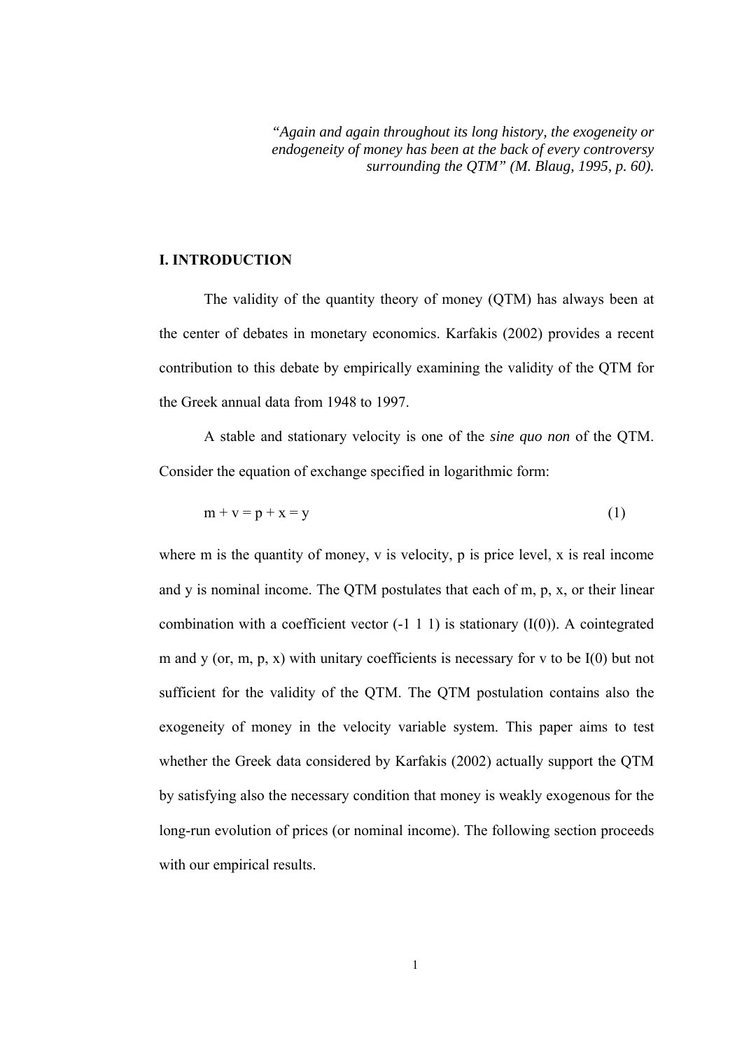> *"Again and again throughout its long history, the exogeneity or endogeneity of money has been at the back of every controversy surrounding the QTM" (M. Blaug, 1995, p. 60).*

## I. INTRODUCTION

The validity of the quantity theory of money (QTM) has always been at the center of debates in monetary economics. Karfakis (2002) provides a recent contribution to this debate by empirically examining the validity of the QTM for the Greek annual data from 1948 to 1997.

A stable and stationary velocity is one of the *sine quo non* of the QTM. Consider the equation of exchange specified in logarithmic form:

$$m + v = p + x = y \tag{1}$$

where m is the quantity of money, v is velocity, p is price level, x is real income and y is nominal income. The QTM postulates that each of m, p, x, or their linear combination with a coefficient vector (-1 1 1) is stationary (I(0)). A cointegrated m and y (or, m, p, x) with unitary coefficients is necessary for v to be I(0) but not sufficient for the validity of the QTM. The QTM postulation contains also the exogeneity of money in the velocity variable system. This paper aims to test whether the Greek data considered by Karfakis (2002) actually support the QTM by satisfying also the necessary condition that money is weakly exogenous for the long-run evolution of prices (or nominal income). The following section proceeds with our empirical results.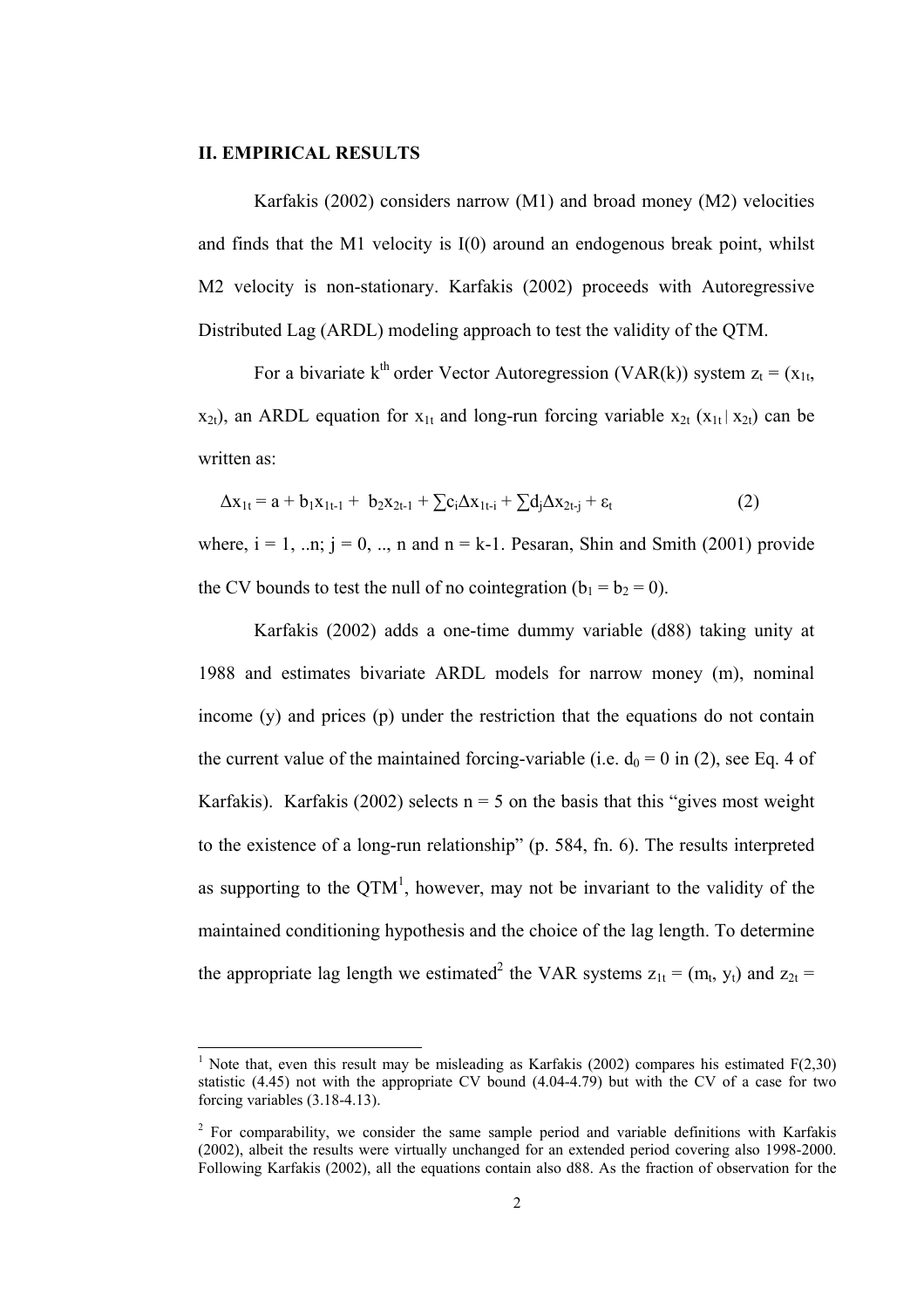## II. EMPIRICAL RESULTS

Karfakis (2002) considers narrow (M1) and broad money (M2) velocities and finds that the M1 velocity is I(0) around an endogenous break point, whilst M2 velocity is non-stationary. Karfakis (2002) proceeds with Autoregressive Distributed Lag (ARDL) modeling approach to test the validity of the QTM.

For a bivariate $k^{th}$ order Vector Autoregression (VAR(k)) system $z_t = (x_{1t}, x_{2t})$, an ARDL equation for $x_{1t}$ and long-run forcing variable $x_{2t}$ ($x_{1t} \mid x_{2t}$) can be written as:

$$\Delta x_{1t} = a + b_1 x_{1t-1} + b_2 x_{2t-1} + \sum c_i \Delta x_{1t-i} + \sum d_j \Delta x_{2t-j} + \varepsilon_t \qquad (2)$$

where, $i = 1, ..n$; $j = 0, .., n$ and $n = k-1$. Pesaran, Shin and Smith (2001) provide the CV bounds to test the null of no cointegration ($b_1 = b_2 = 0$).

Karfakis (2002) adds a one-time dummy variable (d88) taking unity at 1988 and estimates bivariate ARDL models for narrow money (m), nominal income (y) and prices (p) under the restriction that the equations do not contain the current value of the maintained forcing-variable (i.e. $d_0 = 0$ in (2), see Eq. 4 of Karfakis). Karfakis (2002) selects $n = 5$ on the basis that this "gives most weight to the existence of a long-run relationship" (p. 584, fn. 6). The results interpreted as supporting to the QTM[1], however, may not be invariant to the validity of the maintained conditioning hypothesis and the choice of the lag length. To determine the appropriate lag length we estimated[2] the VAR systems $z_{1t} = (m_t, y_t)$ and $z_{2t} =$

---

[1] Note that, even this result may be misleading as Karfakis (2002) compares his estimated $F(2,30)$ statistic (4.45) not with the appropriate CV bound (4.04-4.79) but with the CV of a case for two forcing variables (3.18-4.13).

[2] For comparability, we consider the same sample period and variable definitions with Karfakis (2002), albeit the results were virtually unchanged for an extended period covering also 1998-2000. Following Karfakis (2002), all the equations contain also d88. As the fraction of observation for the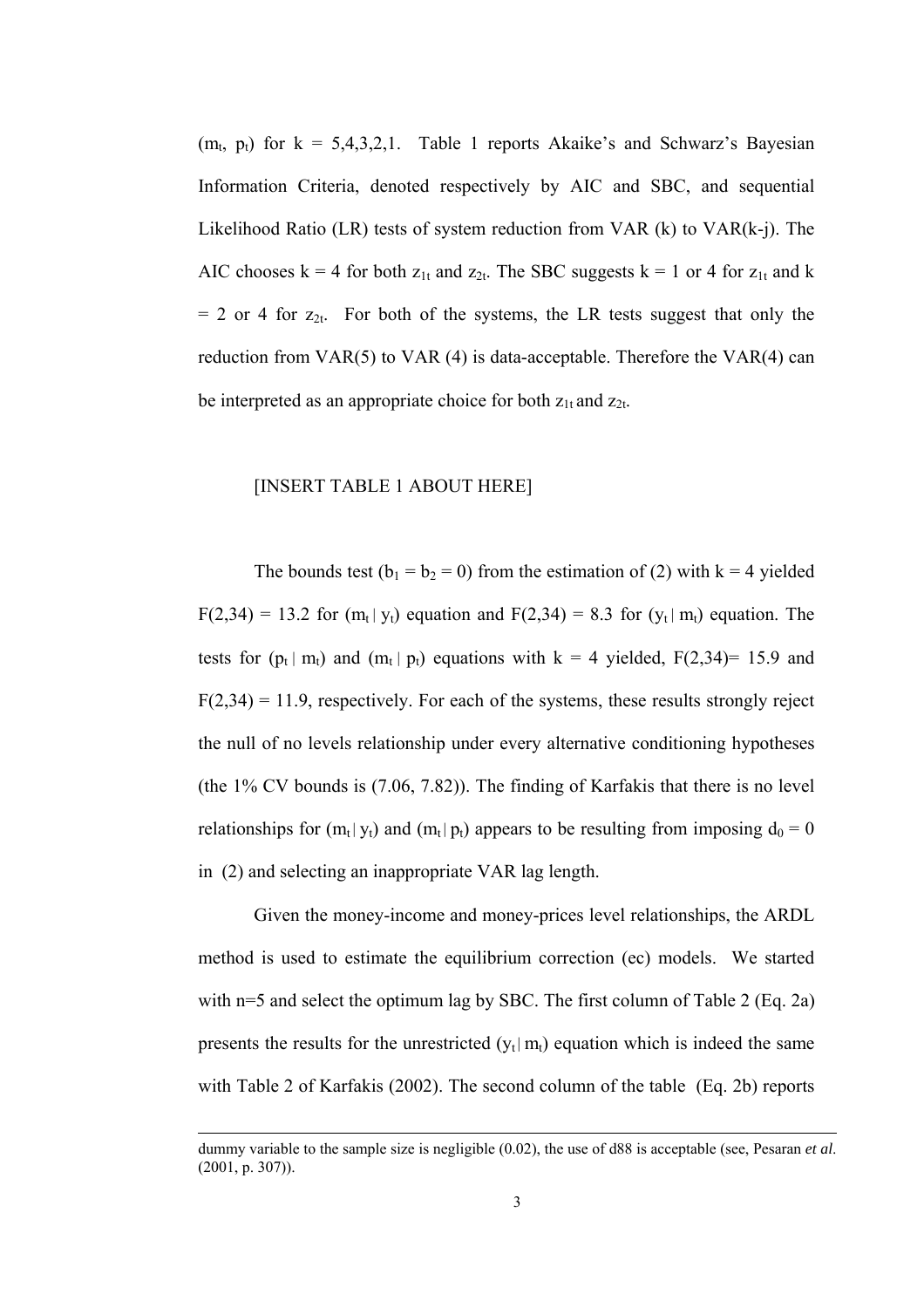$(m_t, p_t)$ for k = 5,4,3,2,1. Table 1 reports Akaike's and Schwarz's Bayesian Information Criteria, denoted respectively by AIC and SBC, and sequential Likelihood Ratio (LR) tests of system reduction from VAR (k) to VAR(k-j). The AIC chooses k = 4 for both $z_{1t}$ and $z_{2t}$. The SBC suggests k = 1 or 4 for $z_{1t}$ and k = 2 or 4 for $z_{2t}$. For both of the systems, the LR tests suggest that only the reduction from VAR(5) to VAR (4) is data-acceptable. Therefore the VAR(4) can be interpreted as an appropriate choice for both $z_{1t}$ and $z_{2t}$.

[INSERT TABLE 1 ABOUT HERE]

The bounds test ($b_1 = b_2 = 0$) from the estimation of (2) with k = 4 yielded $F(2,34) = 13.2$ for $(m_t \mid y_t)$ equation and $F(2,34) = 8.3$ for $(y_t \mid m_t)$ equation. The tests for $(p_t \mid m_t)$ and $(m_t \mid p_t)$ equations with k = 4 yielded, $F(2,34) = 15.9$ and $F(2,34) = 11.9$, respectively. For each of the systems, these results strongly reject the null of no levels relationship under every alternative conditioning hypotheses (the 1% CV bounds is (7.06, 7.82)). The finding of Karfakis that there is no level relationships for $(m_t \mid y_t)$ and $(m_t \mid p_t)$ appears to be resulting from imposing $d_0 = 0$ in (2) and selecting an inappropriate VAR lag length.

Given the money-income and money-prices level relationships, the ARDL method is used to estimate the equilibrium correction (ec) models. We started with n=5 and select the optimum lag by SBC. The first column of Table 2 (Eq. 2a) presents the results for the unrestricted $(y_t \mid m_t)$ equation which is indeed the same with Table 2 of Karfakis (2002). The second column of the table (Eq. 2b) reports

---

dummy variable to the sample size is negligible (0.02), the use of d88 is acceptable (see, Pesaran *et al*. (2001, p. 307)).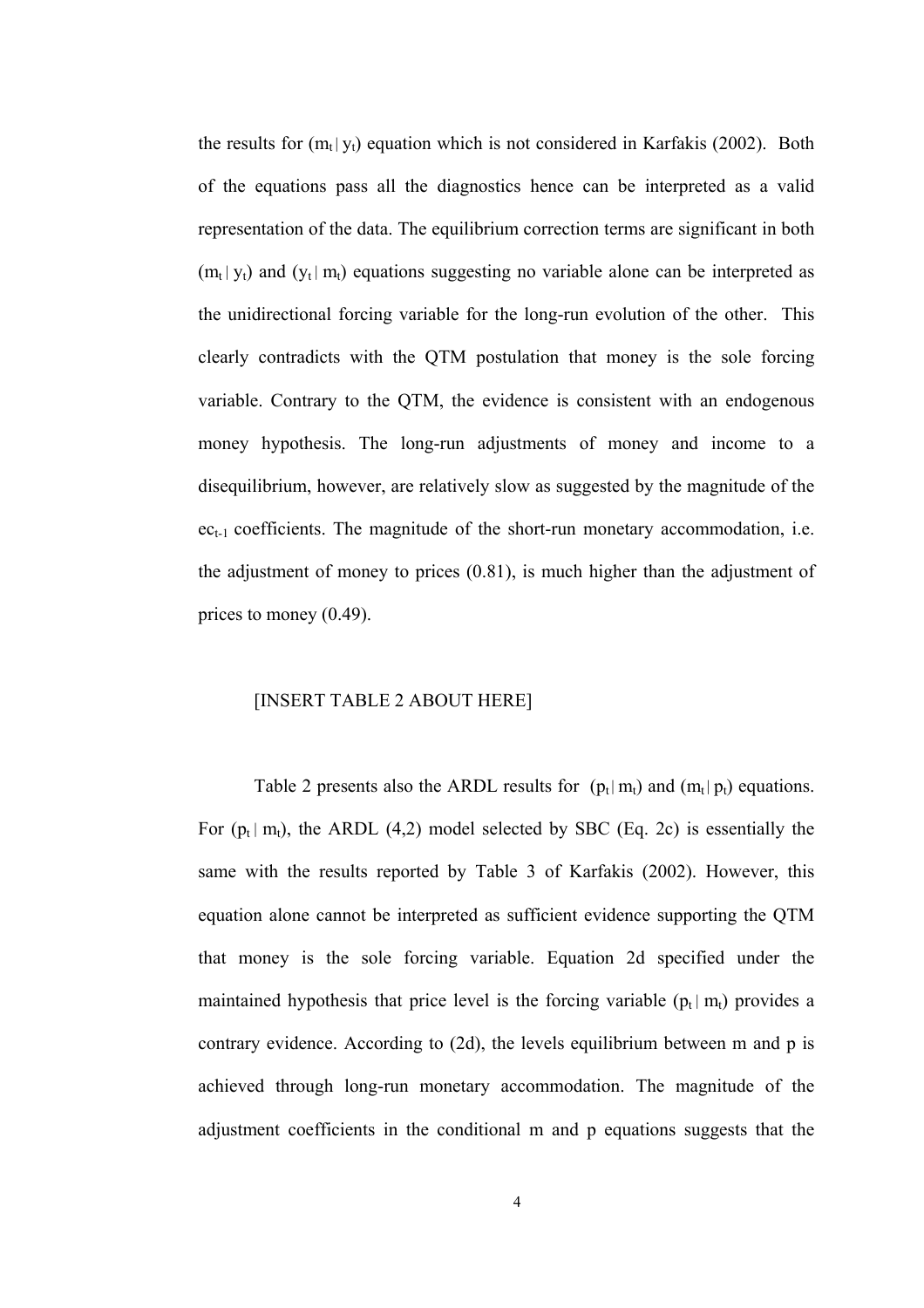the results for $(m_t \mid y_t)$ equation which is not considered in Karfakis (2002). Both of the equations pass all the diagnostics hence can be interpreted as a valid representation of the data. The equilibrium correction terms are significant in both $(m_t \mid y_t)$ and $(y_t \mid m_t)$ equations suggesting no variable alone can be interpreted as the unidirectional forcing variable for the long-run evolution of the other. This clearly contradicts with the QTM postulation that money is the sole forcing variable. Contrary to the QTM, the evidence is consistent with an endogenous money hypothesis. The long-run adjustments of money and income to a disequilibrium, however, are relatively slow as suggested by the magnitude of the $ec_{t-1}$ coefficients. The magnitude of the short-run monetary accommodation, i.e. the adjustment of money to prices (0.81), is much higher than the adjustment of prices to money (0.49).

[INSERT TABLE 2 ABOUT HERE]

Table 2 presents also the ARDL results for $(p_t \mid m_t)$ and $(m_t \mid p_t)$ equations. For $(p_t \mid m_t)$, the ARDL (4,2) model selected by SBC (Eq. 2c) is essentially the same with the results reported by Table 3 of Karfakis (2002). However, this equation alone cannot be interpreted as sufficient evidence supporting the QTM that money is the sole forcing variable. Equation 2d specified under the maintained hypothesis that price level is the forcing variable $(p_t \mid m_t)$ provides a contrary evidence. According to (2d), the levels equilibrium between m and p is achieved through long-run monetary accommodation. The magnitude of the adjustment coefficients in the conditional m and p equations suggests that the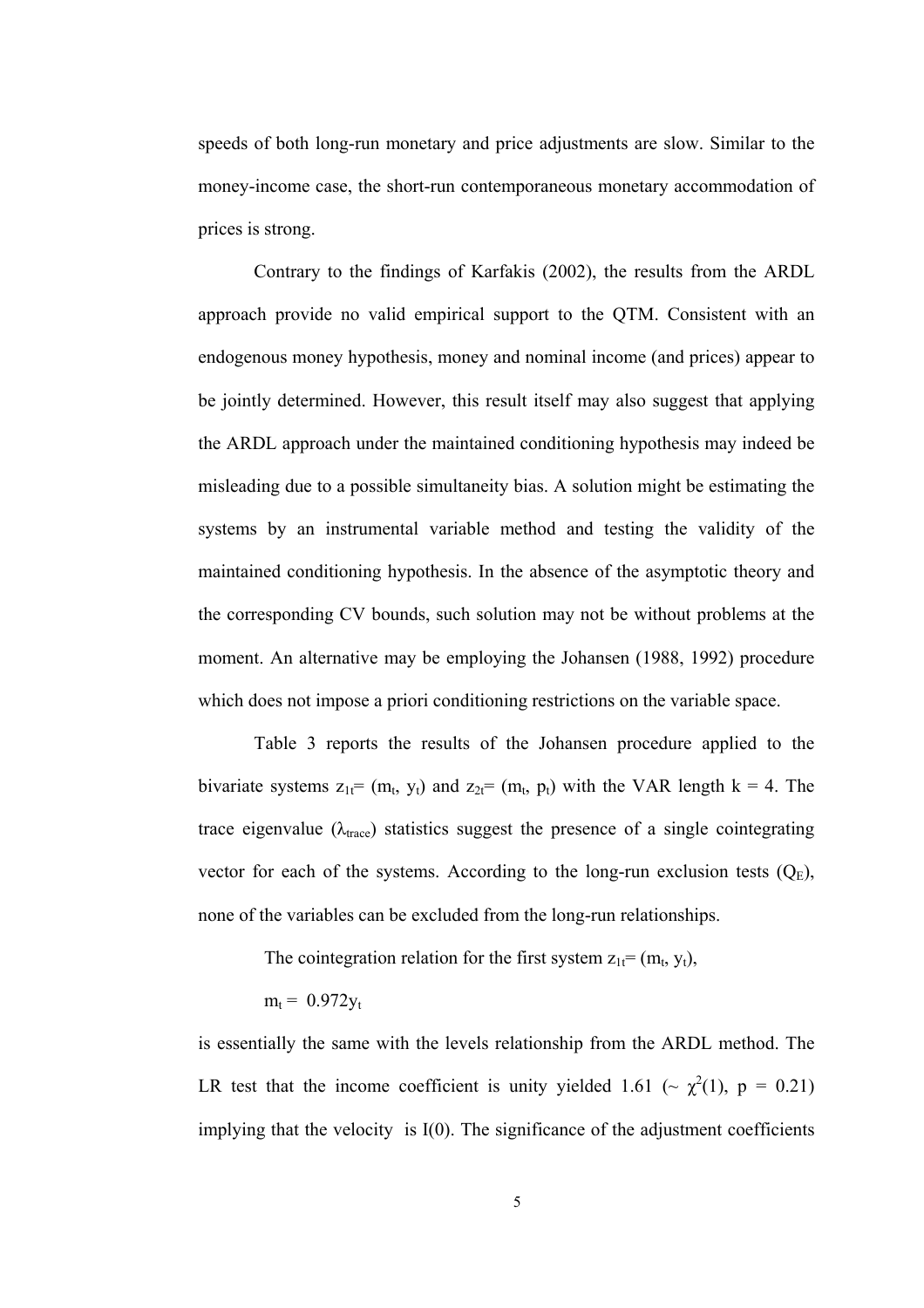speeds of both long-run monetary and price adjustments are slow. Similar to the money-income case, the short-run contemporaneous monetary accommodation of prices is strong.

Contrary to the findings of Karfakis (2002), the results from the ARDL approach provide no valid empirical support to the QTM. Consistent with an endogenous money hypothesis, money and nominal income (and prices) appear to be jointly determined. However, this result itself may also suggest that applying the ARDL approach under the maintained conditioning hypothesis may indeed be misleading due to a possible simultaneity bias. A solution might be estimating the systems by an instrumental variable method and testing the validity of the maintained conditioning hypothesis. In the absence of the asymptotic theory and the corresponding CV bounds, such solution may not be without problems at the moment. An alternative may be employing the Johansen (1988, 1992) procedure which does not impose a priori conditioning restrictions on the variable space.

Table 3 reports the results of the Johansen procedure applied to the bivariate systems $z_{1t} = (m_t, y_t)$ and $z_{2t} = (m_t, p_t)$ with the VAR length k = 4. The trace eigenvalue ($\lambda_{trace}$) statistics suggest the presence of a single cointegrating vector for each of the systems. According to the long-run exclusion tests ($Q_E$), none of the variables can be excluded from the long-run relationships.

The cointegration relation for the first system $z_{1t} = (m_t, y_t)$,

$$m_t = 0.972 y_t$$

is essentially the same with the levels relationship from the ARDL method. The LR test that the income coefficient is unity yielded 1.61 ($\sim \chi^2(1)$, p = 0.21) implying that the velocity  is I(0). The significance of the adjustment coefficients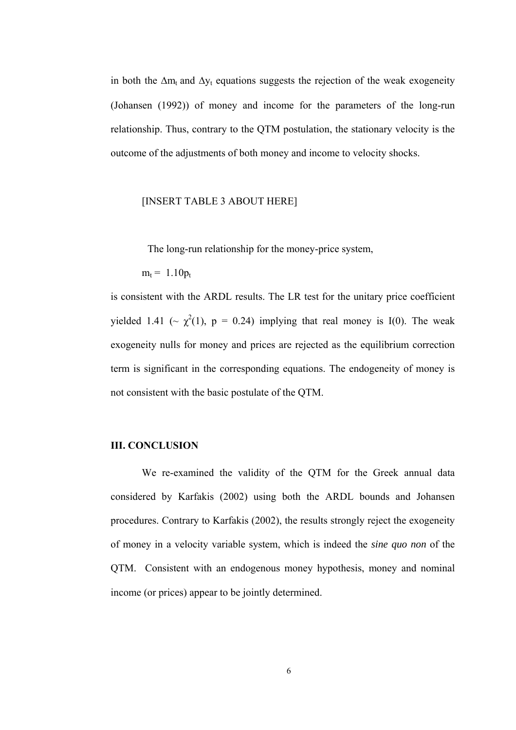in both the $\Delta m_t$ and $\Delta y_t$ equations suggests the rejection of the weak exogeneity (Johansen (1992)) of money and income for the parameters of the long-run relationship. Thus, contrary to the QTM postulation, the stationary velocity is the outcome of the adjustments of both money and income to velocity shocks.

[INSERT TABLE 3 ABOUT HERE]

The long-run relationship for the money-price system,

$$m_t = 1.10p_t$$

is consistent with the ARDL results. The LR test for the unitary price coefficient yielded 1.41 ($\sim \chi^2(1)$, $p = 0.24$) implying that real money is I(0). The weak exogeneity nulls for money and prices are rejected as the equilibrium correction term is significant in the corresponding equations. The endogeneity of money is not consistent with the basic postulate of the QTM.

## III. CONCLUSION

We re-examined the validity of the QTM for the Greek annual data considered by Karfakis (2002) using both the ARDL bounds and Johansen procedures. Contrary to Karfakis (2002), the results strongly reject the exogeneity of money in a velocity variable system, which is indeed the *sine quo non* of the QTM. Consistent with an endogenous money hypothesis, money and nominal income (or prices) appear to be jointly determined.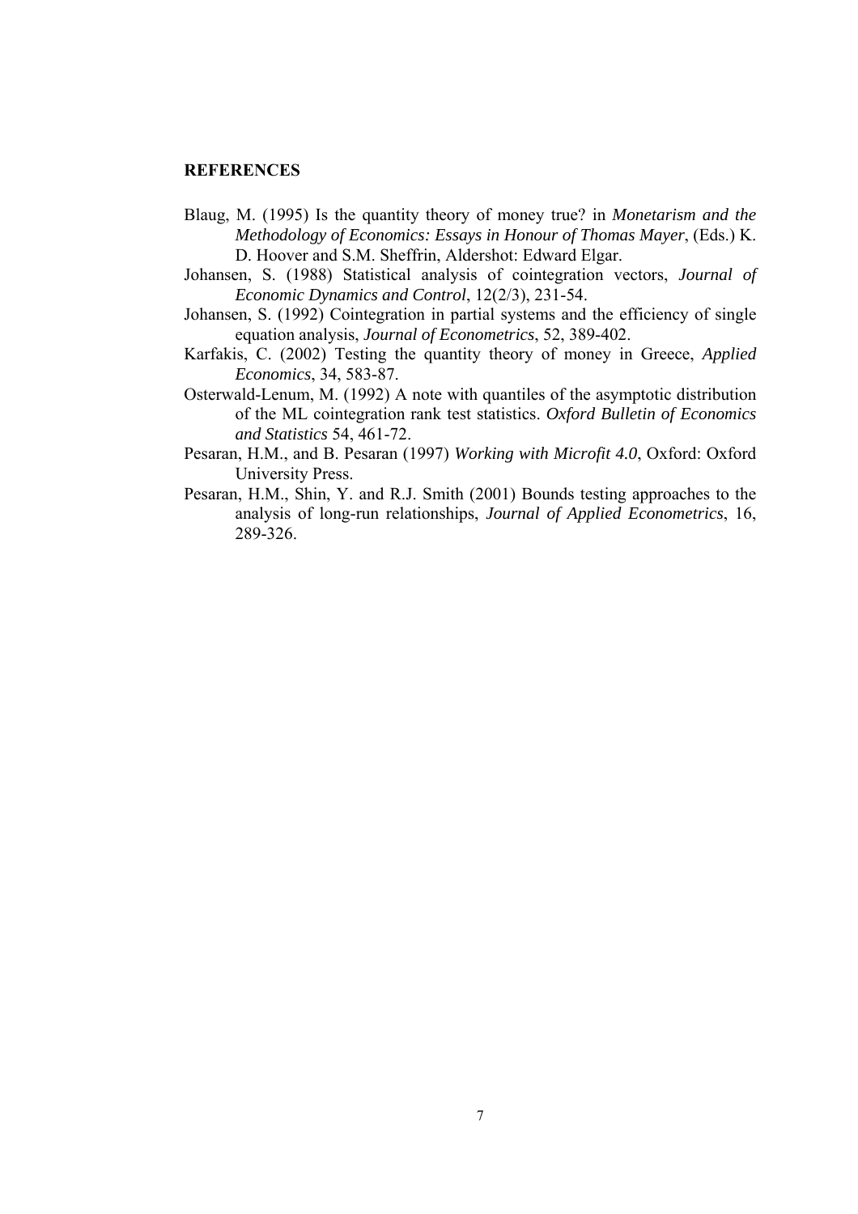**REFERENCES**

Blaug, M. (1995) Is the quantity theory of money true? in *Monetarism and the Methodology of Economics: Essays in Honour of Thomas Mayer*, (Eds.) K. D. Hoover and S.M. Sheffrin, Aldershot: Edward Elgar.

Johansen, S. (1988) Statistical analysis of cointegration vectors, *Journal of Economic Dynamics and Control*, 12(2/3), 231-54.

Johansen, S. (1992) Cointegration in partial systems and the efficiency of single equation analysis, *Journal of Econometrics*, 52, 389-402.

Karfakis, C. (2002) Testing the quantity theory of money in Greece, *Applied Economics*, 34, 583-87.

Osterwald-Lenum, M. (1992) A note with quantiles of the asymptotic distribution of the ML cointegration rank test statistics. *Oxford Bulletin of Economics and Statistics* 54, 461-72.

Pesaran, H.M., and B. Pesaran (1997) *Working with Microfit 4.0*, Oxford: Oxford University Press.

Pesaran, H.M., Shin, Y. and R.J. Smith (2001) Bounds testing approaches to the analysis of long-run relationships, *Journal of Applied Econometrics*, 16, 289-326.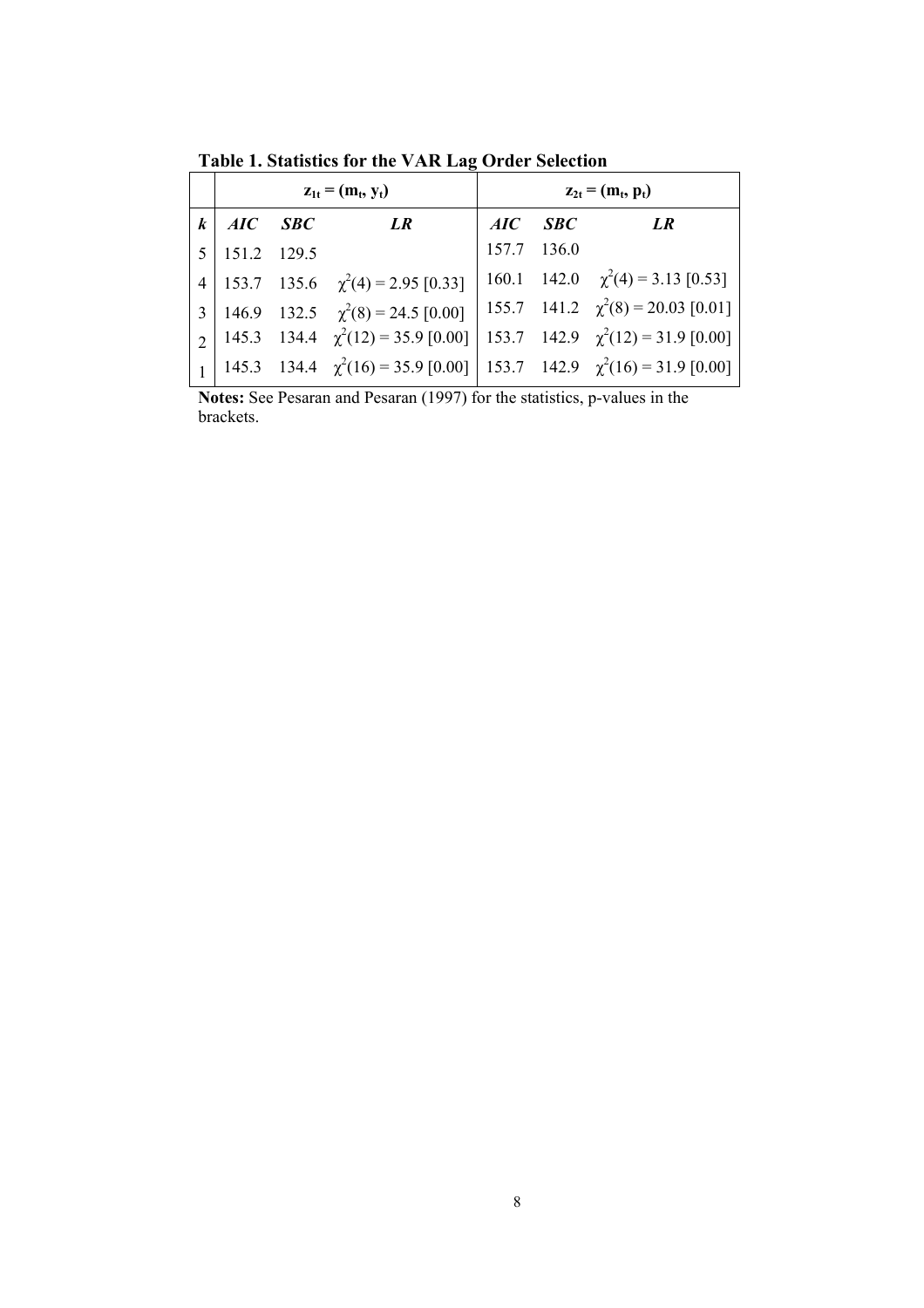**Table 1. Statistics for the VAR Lag Order Selection**

| | $\mathbf{z_{1t} = (m_t, y_t)}$ | | | $\mathbf{z_{2t} = (m_t, p_t)}$ | | |
|---|---|---|---|---|---|---|
| ***k*** | ***AIC*** | ***SBC*** | ***LR*** | ***AIC*** | ***SBC*** | ***LR*** |
| 5 | 151.2 | 129.5 | | 157.7 | 136.0 | |
| 4 | 153.7 | 135.6 | $\chi^2(4) = 2.95$ [0.33] | 160.1 | 142.0 | $\chi^2(4) = 3.13$ [0.53] |
| 3 | 146.9 | 132.5 | $\chi^2(8) = 24.5$ [0.00] | 155.7 | 141.2 | $\chi^2(8) = 20.03$ [0.01] |
| 2 | 145.3 | 134.4 | $\chi^2(12) = 35.9$ [0.00] | 153.7 | 142.9 | $\chi^2(12) = 31.9$ [0.00] |
| 1 | 145.3 | 134.4 | $\chi^2(16) = 35.9$ [0.00] | 153.7 | 142.9 | $\chi^2(16) = 31.9$ [0.00] |

**Notes:** See Pesaran and Pesaran (1997) for the statistics, p-values in the brackets.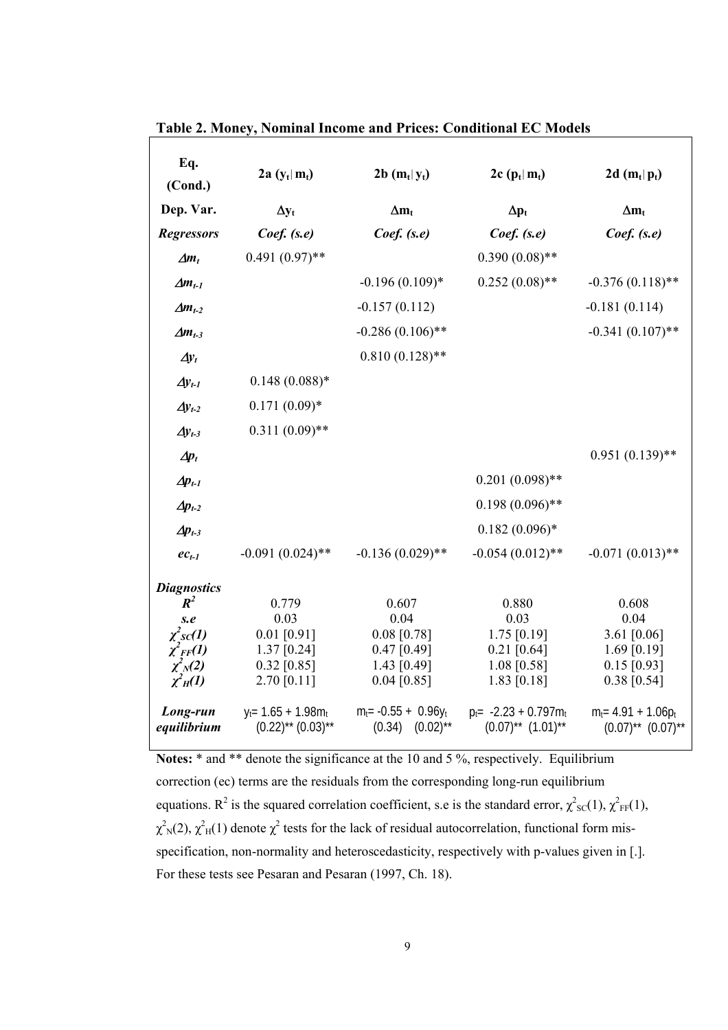**Table 2. Money, Nominal Income and Prices: Conditional EC Models**

| Eq. (Cond.) | 2a ($y_t$\| $m_t$) | 2b ($m_t$\| $y_t$) | 2c ($p_t$\| $m_t$) | 2d ($m_t$\| $p_t$) |
|---|---|---|---|---|
| **Dep. Var.** | $\Delta y_t$ | $\Delta m_t$ | $\Delta p_t$ | $\Delta m_t$ |
| ***Regressors*** | ***Coef. (s.e)*** | ***Coef. (s.e)*** | ***Coef. (s.e)*** | ***Coef. (s.e)*** |
| $\Delta m_t$ | 0.491 (0.97)** | | 0.390 (0.08)** | |
| $\Delta m_{t-1}$ | | -0.196 (0.109)* | 0.252 (0.08)** | -0.376 (0.118)** |
| $\Delta m_{t-2}$ | | -0.157 (0.112) | | -0.181 (0.114) |
| $\Delta m_{t-3}$ | | -0.286 (0.106)** | | -0.341 (0.107)** |
| $\Delta y_t$ | | 0.810 (0.128)** | | |
| $\Delta y_{t-1}$ | 0.148 (0.088)* | | | |
| $\Delta y_{t-2}$ | 0.171 (0.09)* | | | |
| $\Delta y_{t-3}$ | 0.311 (0.09)** | | | |
| $\Delta p_t$ | | | | 0.951 (0.139)** |
| $\Delta p_{t-1}$ | | | 0.201 (0.098)** | |
| $\Delta p_{t-2}$ | | | 0.198 (0.096)** | |
| $\Delta p_{t-3}$ | | | 0.182 (0.096)* | |
| $ec_{t-1}$ | -0.091 (0.024)** | -0.136 (0.029)** | -0.054 (0.012)** | -0.071 (0.013)** |
| ***Diagnostics*** | | | | |
| $R^2$ | 0.779 | 0.607 | 0.880 | 0.608 |
| *s.e* | 0.03 | 0.04 | 0.03 | 0.04 |
| $\chi^2_{SC}(1)$ | 0.01 [0.91] | 0.08 [0.78] | 1.75 [0.19] | 3.61 [0.06] |
| $\chi^2_{FF}(1)$ | 1.37 [0.24] | 0.47 [0.49] | 0.21 [0.64] | 1.69 [0.19] |
| $\chi^2_{N}(2)$ | 0.32 [0.85] | 1.43 [0.49] | 1.08 [0.58] | 0.15 [0.93] |
| $\chi^2_{H}(1)$ | 2.70 [0.11] | 0.04 [0.85] | 1.83 [0.18] | 0.38 [0.54] |
| ***Long-run equilibrium*** | $y_t = 1.65 + 1.98m_t$ (0.22)** (0.03)** | $m_t = -0.55 + 0.96y_t$ (0.34) (0.02)** | $p_t = -2.23 + 0.797m_t$ (0.07)** (1.01)** | $m_t = 4.91 + 1.06p_t$ (0.07)** (0.07)** |

**Notes:** * and ** denote the significance at the 10 and 5 %, respectively. Equilibrium correction (ec) terms are the residuals from the corresponding long-run equilibrium equations. $R^2$ is the squared correlation coefficient, s.e is the standard error, $\chi^2_{SC}(1)$, $\chi^2_{FF}(1)$, $\chi^2_{N}(2)$, $\chi^2_{H}(1)$ denote $\chi^2$ tests for the lack of residual autocorrelation, functional form mis-specification, non-normality and heteroscedasticity, respectively with p-values given in [.]. For these tests see Pesaran and Pesaran (1997, Ch. 18).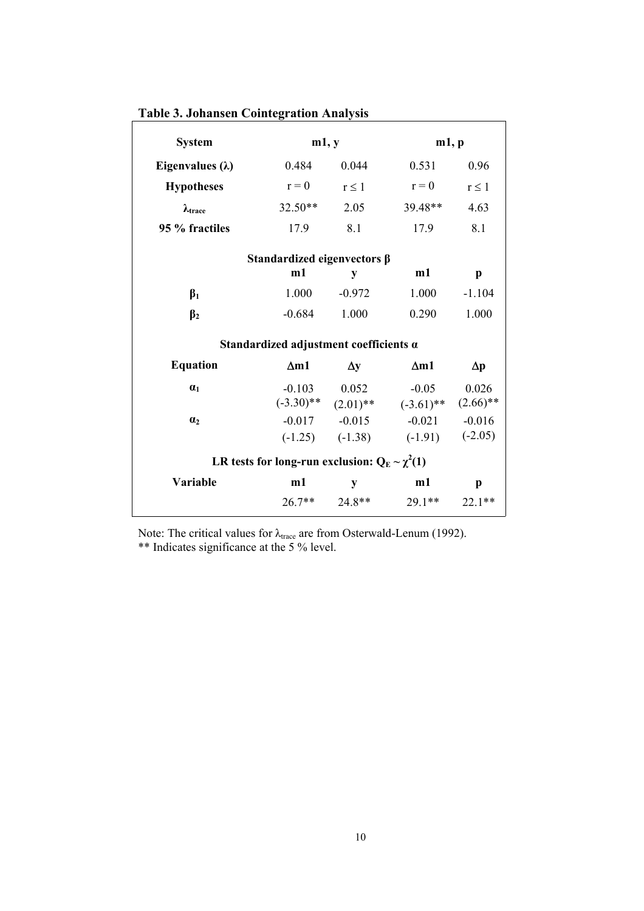**Table 3. Johansen Cointegration Analysis**

| System | m1, y | | m1, p | |
|---|---|---|---|---|
| Eigenvalues ($\lambda$) | 0.484 | 0.044 | 0.531 | 0.96 |
| Hypotheses | $r = 0$ | $r \leq 1$ | $r = 0$ | $r \leq 1$ |
| $\lambda_{trace}$ | 32.50** | 2.05 | 39.48** | 4.63 |
| 95 % fractiles | 17.9 | 8.1 | 17.9 | 8.1 |
| **Standardized eigenvectors $\beta$** | | | | |
| | m1 | y | m1 | p |
| $\beta_1$ | 1.000 | -0.972 | 1.000 | -1.104 |
| $\beta_2$ | -0.684 | 1.000 | 0.290 | 1.000 |
| **Standardized adjustment coefficients $\alpha$** | | | | |
| Equation | $\Delta$m1 | $\Delta$y | $\Delta$m1 | $\Delta$p |
| $\alpha_1$ | -0.103 (-3.30)** | 0.052 (2.01)** | -0.05 (-3.61)** | 0.026 (2.66)** |
| $\alpha_2$ | -0.017 (-1.25) | -0.015 (-1.38) | -0.021 (-1.91) | -0.016 (-2.05) |
| **LR tests for long-run exclusion: $Q_E \sim \chi^2(1)$** | | | | |
| Variable | m1 | y | m1 | p |
| | 26.7** | 24.8** | 29.1** | 22.1** |

Note: The critical values for $\lambda_{trace}$ are from Osterwald-Lenum (1992).
** Indicates significance at the 5 % level.